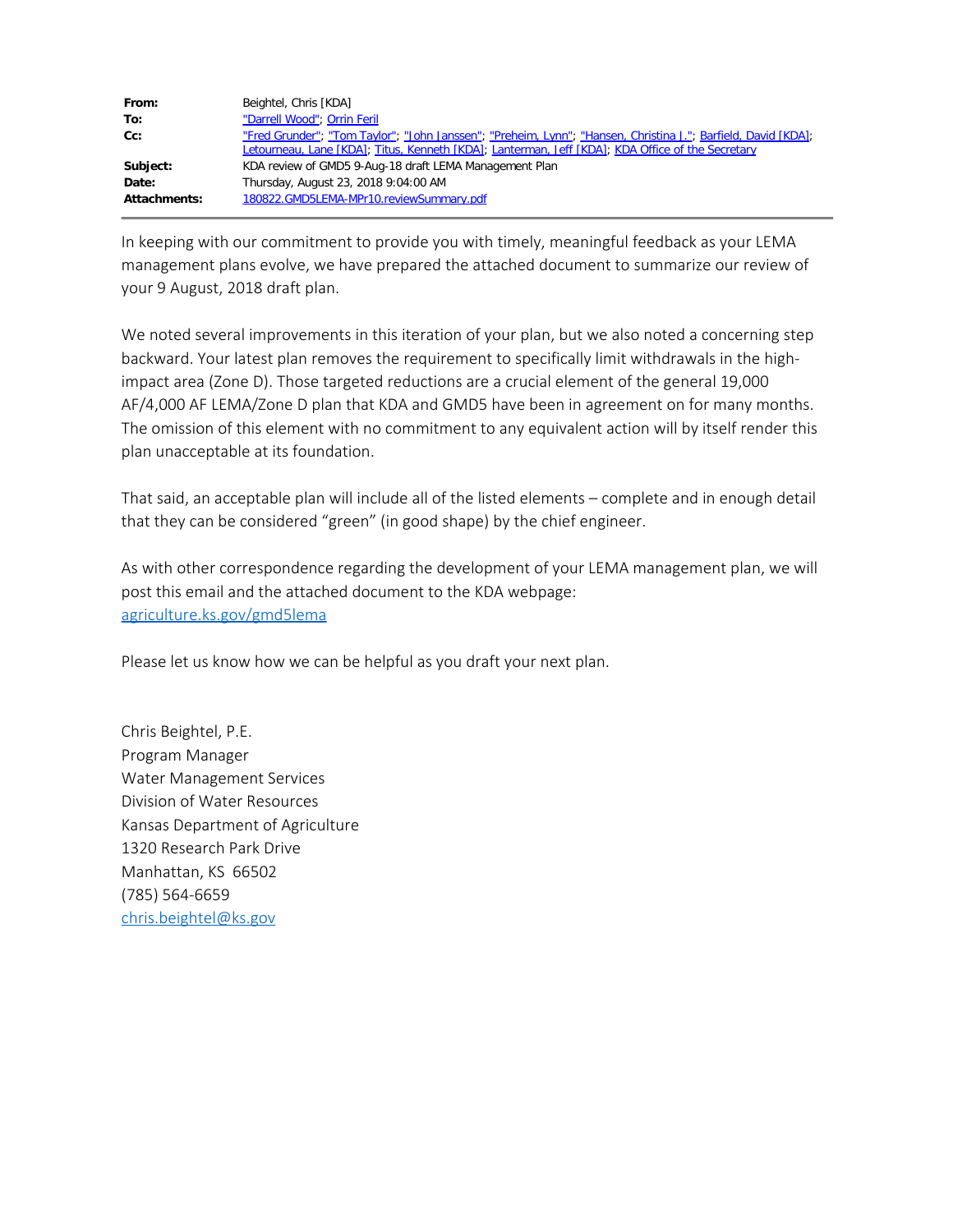| | |
|---|---|
| **From:** | Beightel, Chris [KDA] |
| **To:** | "Darrell Wood"; Orrin Feril |
| **Cc:** | "Fred Grunder"; "Tom Taylor"; "John Janssen"; "Preheim, Lynn"; "Hansen, Christina J."; Barfield, David [KDA]; Letourneau, Lane [KDA]; Titus, Kenneth [KDA]; Lanterman, Jeff [KDA]; KDA Office of the Secretary |
| **Subject:** | KDA review of GMD5 9-Aug-18 draft LEMA Management Plan |
| **Date:** | Thursday, August 23, 2018 9:04:00 AM |
| **Attachments:** | 180822.GMD5LEMA-MPr10.reviewSummary.pdf |

---

In keeping with our commitment to provide you with timely, meaningful feedback as your LEMA management plans evolve, we have prepared the attached document to summarize our review of your 9 August, 2018 draft plan.

We noted several improvements in this iteration of your plan, but we also noted a concerning step backward. Your latest plan removes the requirement to specifically limit withdrawals in the high-impact area (Zone D). Those targeted reductions are a crucial element of the general 19,000 AF/4,000 AF LEMA/Zone D plan that KDA and GMD5 have been in agreement on for many months. The omission of this element with no commitment to any equivalent action will by itself render this plan unacceptable at its foundation.

That said, an acceptable plan will include all of the listed elements – complete and in enough detail that they can be considered "green" (in good shape) by the chief engineer.

As with other correspondence regarding the development of your LEMA management plan, we will post this email and the attached document to the KDA webpage:
agriculture.ks.gov/gmd5lema

Please let us know how we can be helpful as you draft your next plan.

Chris Beightel, P.E.
Program Manager
Water Management Services
Division of Water Resources
Kansas Department of Agriculture
1320 Research Park Drive
Manhattan, KS 66502
(785) 564-6659
chris.beightel@ks.gov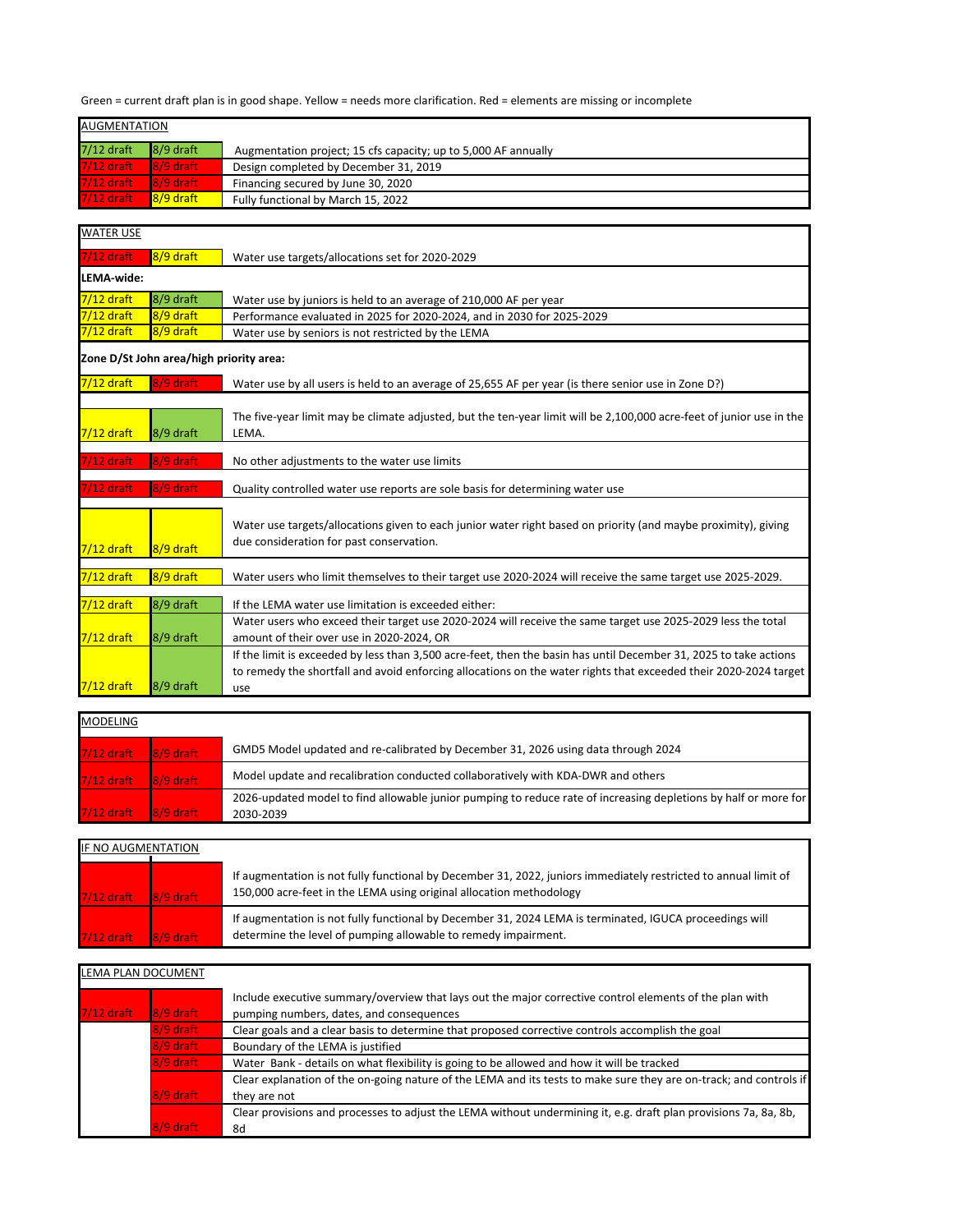Green = current draft plan is in good shape. Yellow = needs more clarification. Red = elements are missing or incomplete

| AUGMENTATION | | |
|---|---|---|
| 7/12 draft | 8/9 draft | Augmentation project; 15 cfs capacity; up to 5,000 AF annually |
| 7/12 draft | 8/9 draft | Design completed by December 31, 2019 |
| 7/12 draft | 8/9 draft | Financing secured by June 30, 2020 |
| 7/12 draft | 8/9 draft | Fully functional by March 15, 2022 |

| WATER USE | | |
|---|---|---|
| 7/12 draft | 8/9 draft | Water use targets/allocations set for 2020-2029 |
| **LEMA-wide:** | | |
| 7/12 draft | 8/9 draft | Water use by juniors is held to an average of 210,000 AF per year |
| 7/12 draft | 8/9 draft | Performance evaluated in 2025 for 2020-2024, and in 2030 for 2025-2029 |
| 7/12 draft | 8/9 draft | Water use by seniors is not restricted by the LEMA |
| **Zone D/St John area/high priority area:** | | |
| 7/12 draft | 8/9 draft | Water use by all users is held to an average of 25,655 AF per year (is there senior use in Zone D?) |
| 7/12 draft | 8/9 draft | The five-year limit may be climate adjusted, but the ten-year limit will be 2,100,000 acre-feet of junior use in the LEMA. |
| 7/12 draft | 8/9 draft | No other adjustments to the water use limits |
| 7/12 draft | 8/9 draft | Quality controlled water use reports are sole basis for determining water use |
| 7/12 draft | 8/9 draft | Water use targets/allocations given to each junior water right based on priority (and maybe proximity), giving due consideration for past conservation. |
| 7/12 draft | 8/9 draft | Water users who limit themselves to their target use 2020-2024 will receive the same target use 2025-2029. |
| 7/12 draft | 8/9 draft | If the LEMA water use limitation is exceeded either: |
| 7/12 draft | 8/9 draft | Water users who exceed their target use 2020-2024 will receive the same target use 2025-2029 less the total amount of their over use in 2020-2024, OR |
| 7/12 draft | 8/9 draft | If the limit is exceeded by less than 3,500 acre-feet, then the basin has until December 31, 2025 to take actions to remedy the shortfall and avoid enforcing allocations on the water rights that exceeded their 2020-2024 target use |

| MODELING | | |
|---|---|---|
| 7/12 draft | 8/9 draft | GMD5 Model updated and re-calibrated by December 31, 2026 using data through 2024 |
| 7/12 draft | 8/9 draft | Model update and recalibration conducted collaboratively with KDA-DWR and others |
| 7/12 draft | 8/9 draft | 2026-updated model to find allowable junior pumping to reduce rate of increasing depletions by half or more for 2030-2039 |

| IF NO AUGMENTATION | | |
|---|---|---|
| 7/12 draft | 8/9 draft | If augmentation is not fully functional by December 31, 2022, juniors immediately restricted to annual limit of 150,000 acre-feet in the LEMA using original allocation methodology |
| 7/12 draft | 8/9 draft | If augmentation is not fully functional by December 31, 2024 LEMA is terminated, IGUCA proceedings will determine the level of pumping allowable to remedy impairment. |

| LEMA PLAN DOCUMENT | | |
|---|---|---|
| 7/12 draft | 8/9 draft | Include executive summary/overview that lays out the major corrective control elements of the plan with pumping numbers, dates, and consequences |
| | 8/9 draft | Clear goals and a clear basis to determine that proposed corrective controls accomplish the goal |
| | 8/9 draft | Boundary of the LEMA is justified |
| | 8/9 draft | Water Bank - details on what flexibility is going to be allowed and how it will be tracked |
| | 8/9 draft | Clear explanation of the on-going nature of the LEMA and its tests to make sure they are on-track; and controls if they are not |
| | 8/9 draft | Clear provisions and processes to adjust the LEMA without undermining it, e.g. draft plan provisions 7a, 8a, 8b, 8d |